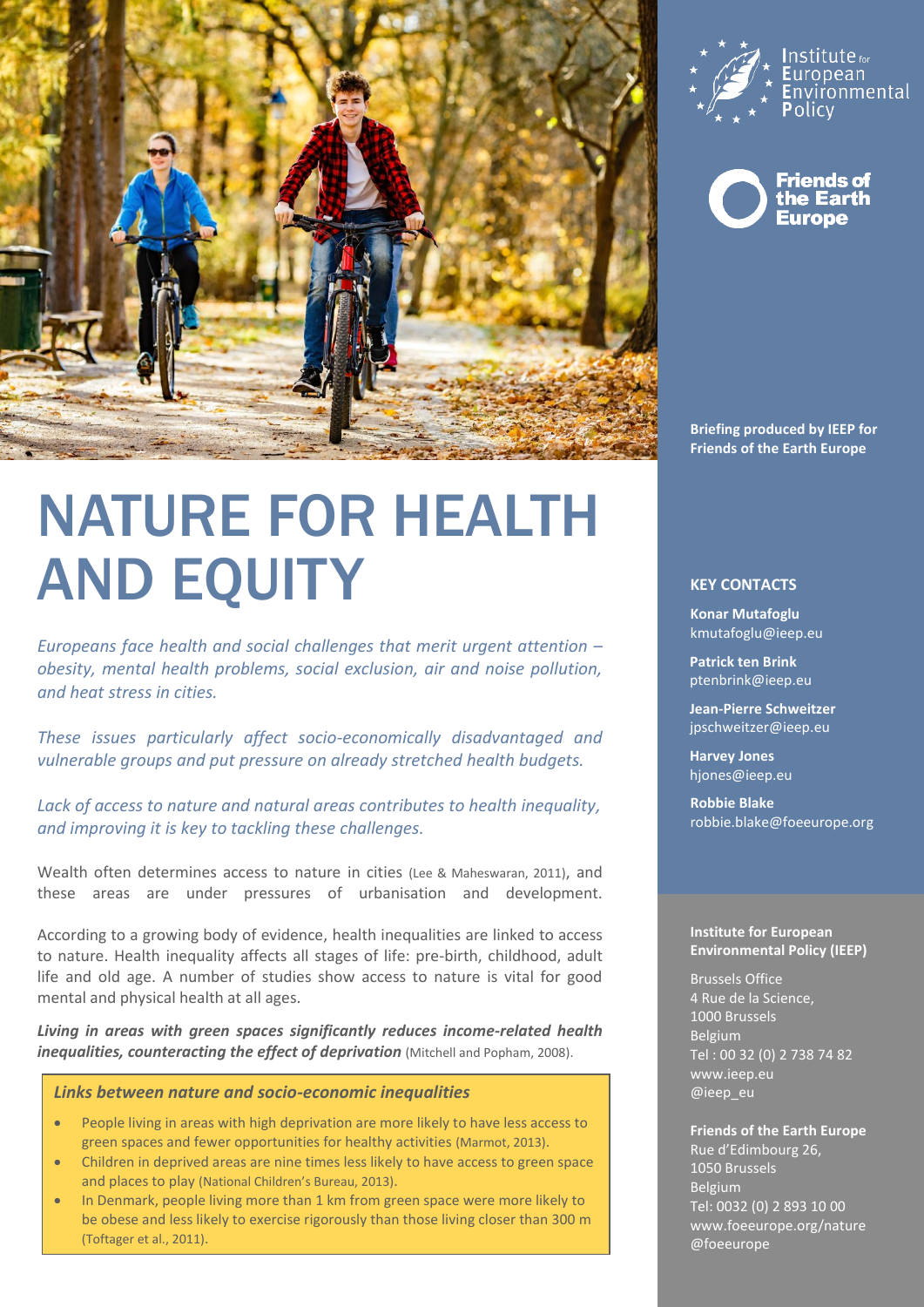# NATURE FOR HEALTH AND EQUITY

*Europeans face health and social challenges that merit urgent attention – obesity, mental health problems, social exclusion, air and noise pollution, and heat stress in cities.*

*These issues particularly affect socio-economically disadvantaged and vulnerable groups and put pressure on already stretched health budgets.*

*Lack of access to nature and natural areas contributes to health inequality, and improving it is key to tackling these challenges.*

Wealth often determines access to nature in cities (Lee & Maheswaran, 2011), and these areas are under pressures of urbanisation and development.

According to a growing body of evidence, health inequalities are linked to access to nature. Health inequality affects all stages of life: pre-birth, childhood, adult life and old age. A number of studies show access to nature is vital for good mental and physical health at all ages.

***Living in areas with green spaces significantly reduces income-related health inequalities, counteracting the effect of deprivation*** (Mitchell and Popham, 2008).

### *Links between nature and socio-economic inequalities*

- People living in areas with high deprivation are more likely to have less access to green spaces and fewer opportunities for healthy activities (Marmot, 2013).
- Children in deprived areas are nine times less likely to have access to green space and places to play (National Children's Bureau, 2013).
- In Denmark, people living more than 1 km from green space were more likely to be obese and less likely to exercise rigorously than those living closer than 300 m (Toftager et al., 2011).

Institute for European Environmental Policy

Friends of the Earth Europe

**Briefing produced by IEEP for Friends of the Earth Europe**

**KEY CONTACTS**

**Konar Mutafoglu**
kmutafoglu@ieep.eu

**Patrick ten Brink**
ptenbrink@ieep.eu

**Jean-Pierre Schweitzer**
jpschweitzer@ieep.eu

**Harvey Jones**
hjones@ieep.eu

**Robbie Blake**
robbie.blake@foeeurope.org

**Institute for European Environmental Policy (IEEP)**

Brussels Office
4 Rue de la Science,
1000 Brussels
Belgium
Tel : 00 32 (0) 2 738 74 82
www.ieep.eu
@ieep_eu

**Friends of the Earth Europe**
Rue d'Edimbourg 26,
1050 Brussels
Belgium
Tel: 0032 (0) 2 893 10 00
www.foeeurope.org/nature
@foeeurope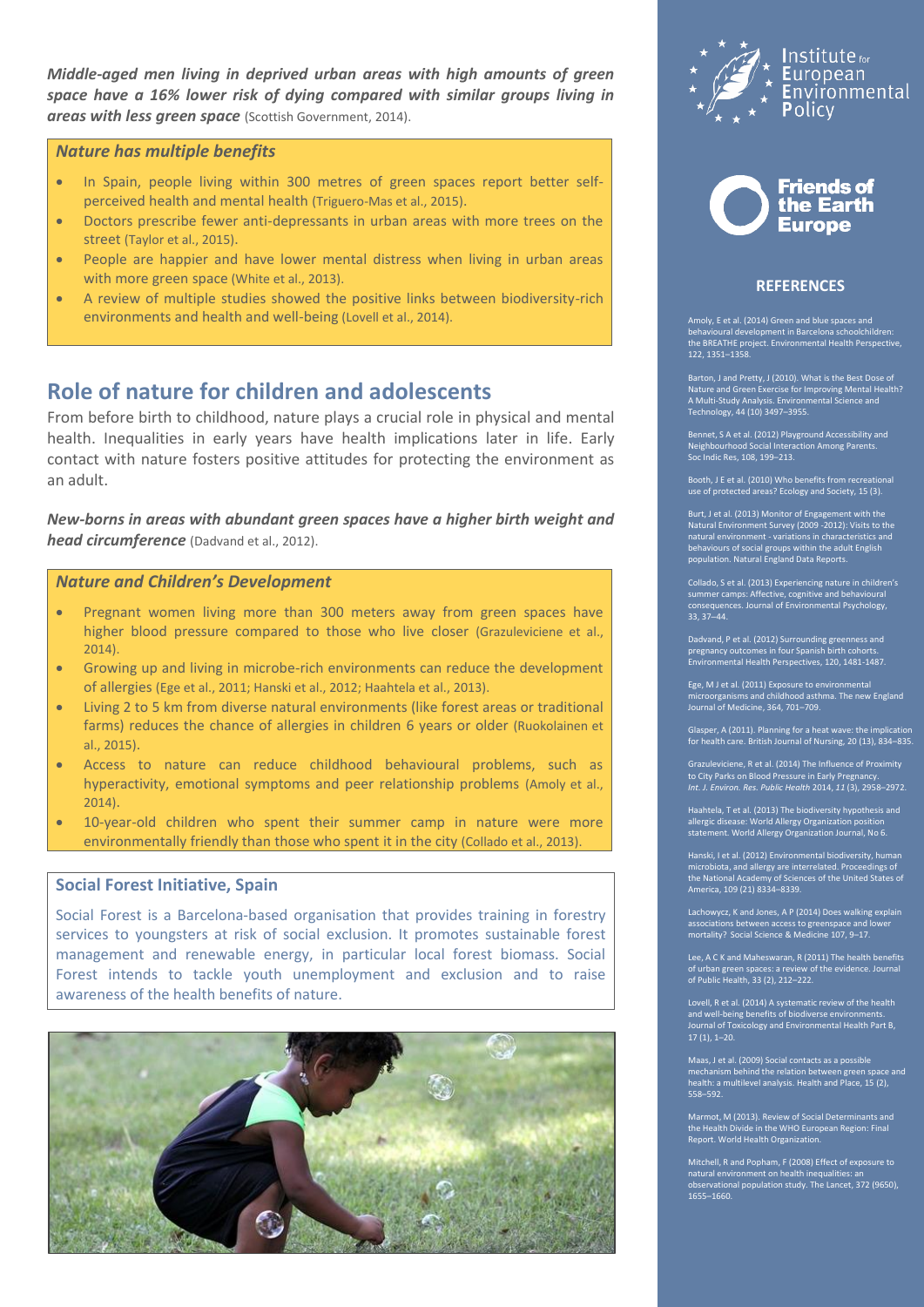***Middle-aged men living in deprived urban areas with high amounts of green space have a 16% lower risk of dying compared with similar groups living in areas with less green space*** (Scottish Government, 2014).

### *Nature has multiple benefits*

- In Spain, people living within 300 metres of green spaces report better self-perceived health and mental health (Triguero-Mas et al., 2015).
- Doctors prescribe fewer anti-depressants in urban areas with more trees on the street (Taylor et al., 2015).
- People are happier and have lower mental distress when living in urban areas with more green space (White et al., 2013).
- A review of multiple studies showed the positive links between biodiversity-rich environments and health and well-being (Lovell et al., 2014).

## Role of nature for children and adolescents

From before birth to childhood, nature plays a crucial role in physical and mental health. Inequalities in early years have health implications later in life. Early contact with nature fosters positive attitudes for protecting the environment as an adult.

***New-borns in areas with abundant green spaces have a higher birth weight and head circumference*** (Dadvand et al., 2012).

### *Nature and Children's Development*

- Pregnant women living more than 300 meters away from green spaces have higher blood pressure compared to those who live closer (Grazuleviciene et al., 2014).
- Growing up and living in microbe-rich environments can reduce the development of allergies (Ege et al., 2011; Hanski et al., 2012; Haahtela et al., 2013).
- Living 2 to 5 km from diverse natural environments (like forest areas or traditional farms) reduces the chance of allergies in children 6 years or older (Ruokolainen et al., 2015).
- Access to nature can reduce childhood behavioural problems, such as hyperactivity, emotional symptoms and peer relationship problems (Amoly et al., 2014).
- 10-year-old children who spent their summer camp in nature were more environmentally friendly than those who spent it in the city (Collado et al., 2013).

### Social Forest Initiative, Spain

Social Forest is a Barcelona-based organisation that provides training in forestry services to youngsters at risk of social exclusion. It promotes sustainable forest management and renewable energy, in particular local forest biomass. Social Forest intends to tackle youth unemployment and exclusion and to raise awareness of the health benefits of nature.

Institute for European Environmental Policy

Friends of the Earth Europe

## REFERENCES

Amoly, E et al. (2014) Green and blue spaces and behavioural development in Barcelona schoolchildren: the BREATHE project. Environmental Health Perspective, 122, 1351–1358.

Barton, J and Pretty, J (2010). What is the Best Dose of Nature and Green Exercise for Improving Mental Health? A Multi-Study Analysis. Environmental Science and Technology, 44 (10) 3497–3955.

Bennet, S A et al. (2012) Playground Accessibility and Neighbourhood Social Interaction Among Parents. Soc Indic Res, 108, 199–213.

Booth, J E et al. (2010) Who benefits from recreational use of protected areas? Ecology and Society, 15 (3).

Burt, J et al. (2013) Monitor of Engagement with the Natural Environment Survey (2009 -2012): Visits to the natural environment - variations in characteristics and behaviours of social groups within the adult English population. Natural England Data Reports.

Collado, S et al. (2013) Experiencing nature in children's summer camps: Affective, cognitive and behavioural consequences. Journal of Environmental Psychology, 33, 37–44.

Dadvand, P et al. (2012) Surrounding greenness and pregnancy outcomes in four Spanish birth cohorts. Environmental Health Perspectives, 120, 1481-1487.

Ege, M J et al. (2011) Exposure to environmental microorganisms and childhood asthma. The new England Journal of Medicine, 364, 701–709.

Glasper, A (2011). Planning for a heat wave: the implication for health care. British Journal of Nursing, 20 (13), 834–835.

Grazuleviciene, R et al. (2014) The Influence of Proximity to City Parks on Blood Pressure in Early Pregnancy. *Int. J. Environ. Res. Public Health* 2014, *11* (3), 2958–2972.

Haahtela, T et al. (2013) The biodiversity hypothesis and allergic disease: World Allergy Organization position statement. World Allergy Organization Journal, No 6.

Hanski, I et al. (2012) Environmental biodiversity, human microbiota, and allergy are interrelated. Proceedings of the National Academy of Sciences of the United States of America, 109 (21) 8334–8339.

Lachowycz, K and Jones, A P (2014) Does walking explain associations between access to greenspace and lower mortality? Social Science & Medicine 107, 9–17.

Lee, A C K and Maheswaran, R (2011) The health benefits of urban green spaces: a review of the evidence. Journal of Public Health, 33 (2), 212–222.

Lovell, R et al. (2014) A systematic review of the health and well-being benefits of biodiverse environments. Journal of Toxicology and Environmental Health Part B, 17 (1), 1–20.

Maas, J et al. (2009) Social contacts as a possible mechanism behind the relation between green space and health: a multilevel analysis. Health and Place, 15 (2), 558–592.

Marmot, M (2013). Review of Social Determinants and the Health Divide in the WHO European Region: Final Report. World Health Organization.

Mitchell, R and Popham, F (2008) Effect of exposure to natural environment on health inequalities: an observational population study. The Lancet, 372 (9650), 1655–1660.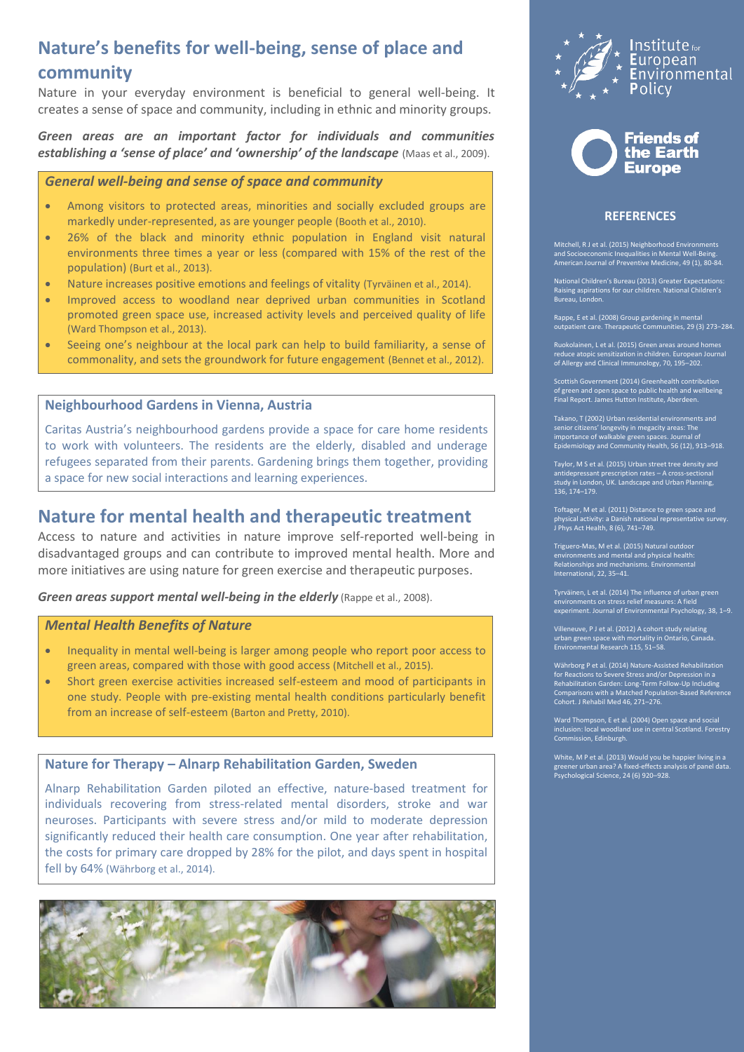## Nature's benefits for well-being, sense of place and community

Nature in your everyday environment is beneficial to general well-being. It creates a sense of space and community, including in ethnic and minority groups.

***Green areas are an important factor for individuals and communities establishing a 'sense of place' and 'ownership' of the landscape*** (Maas et al., 2009).

### *General well-being and sense of space and community*

- Among visitors to protected areas, minorities and socially excluded groups are markedly under-represented, as are younger people (Booth et al., 2010).
- 26% of the black and minority ethnic population in England visit natural environments three times a year or less (compared with 15% of the rest of the population) (Burt et al., 2013).
- Nature increases positive emotions and feelings of vitality (Tyrväinen et al., 2014).
- Improved access to woodland near deprived urban communities in Scotland promoted green space use, increased activity levels and perceived quality of life (Ward Thompson et al., 2013).
- Seeing one's neighbour at the local park can help to build familiarity, a sense of commonality, and sets the groundwork for future engagement (Bennet et al., 2012).

### Neighbourhood Gardens in Vienna, Austria

Caritas Austria's neighbourhood gardens provide a space for care home residents to work with volunteers. The residents are the elderly, disabled and underage refugees separated from their parents. Gardening brings them together, providing a space for new social interactions and learning experiences.

## Nature for mental health and therapeutic treatment

Access to nature and activities in nature improve self-reported well-being in disadvantaged groups and can contribute to improved mental health. More and more initiatives are using nature for green exercise and therapeutic purposes.

***Green areas support mental well-being in the elderly*** (Rappe et al., 2008).

### *Mental Health Benefits of Nature*

- Inequality in mental well-being is larger among people who report poor access to green areas, compared with those with good access (Mitchell et al., 2015).
- Short green exercise activities increased self-esteem and mood of participants in one study. People with pre-existing mental health conditions particularly benefit from an increase of self-esteem (Barton and Pretty, 2010).

### Nature for Therapy – Alnarp Rehabilitation Garden, Sweden

Alnarp Rehabilitation Garden piloted an effective, nature-based treatment for individuals recovering from stress-related mental disorders, stroke and war neuroses. Participants with severe stress and/or mild to moderate depression significantly reduced their health care consumption. One year after rehabilitation, the costs for primary care dropped by 28% for the pilot, and days spent in hospital fell by 64% (Währborg et al., 2014).

Institute for European Environmental Policy

Friends of the Earth Europe

### REFERENCES

Mitchell, R J et al. (2015) Neighborhood Environments and Socioeconomic Inequalities in Mental Well-Being. American Journal of Preventive Medicine, 49 (1), 80-84.

National Children's Bureau (2013) Greater Expectations: Raising aspirations for our children. National Children's Bureau, London.

Rappe, E et al. (2008) Group gardening in mental outpatient care. Therapeutic Communities, 29 (3) 273–284.

Ruokolainen, L et al. (2015) Green areas around homes reduce atopic sensitization in children. European Journal of Allergy and Clinical Immunology, 70, 195–202.

Scottish Government (2014) Greenhealth contribution of green and open space to public health and wellbeing Final Report. James Hutton Institute, Aberdeen.

Takano, T (2002) Urban residential environments and senior citizens' longevity in megacity areas: The importance of walkable green spaces. Journal of Epidemiology and Community Health, 56 (12), 913–918.

Taylor, M S et al. (2015) Urban street tree density and antidepressant prescription rates – A cross-sectional study in London, UK. Landscape and Urban Planning, 136, 174–179.

Toftager, M et al. (2011) Distance to green space and physical activity: a Danish national representative survey. J Phys Act Health, 8 (6), 741–749.

Triguero-Mas, M et al. (2015) Natural outdoor environments and mental and physical health: Relationships and mechanisms. Environmental International, 22, 35–41.

Tyrväinen, L et al. (2014) The influence of urban green environments on stress relief measures: A field experiment. Journal of Environmental Psychology, 38, 1–9.

Villeneuve, P J et al. (2012) A cohort study relating urban green space with mortality in Ontario, Canada. Environmental Research 115, 51–58.

Währborg P et al. (2014) Nature-Assisted Rehabilitation for Reactions to Severe Stress and/or Depression in a Rehabilitation Garden: Long-Term Follow-Up Including Comparisons with a Matched Population-Based Reference Cohort. J Rehabil Med 46, 271–276.

Ward Thompson, E et al. (2004) Open space and social inclusion: local woodland use in central Scotland. Forestry Commission, Edinburgh.

White, M P et al. (2013) Would you be happier living in a greener urban area? A fixed-effects analysis of panel data. Psychological Science, 24 (6) 920–928.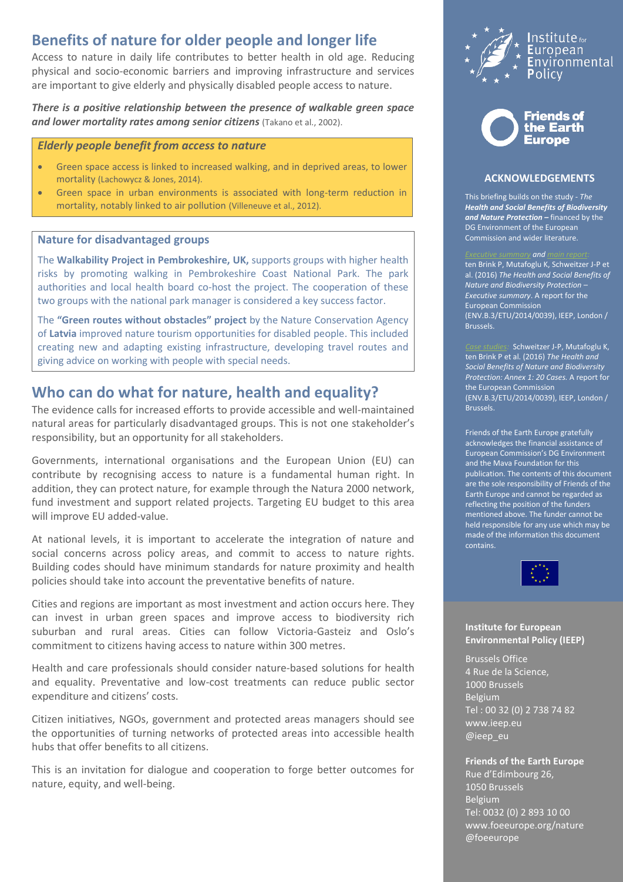## Benefits of nature for older people and longer life

Access to nature in daily life contributes to better health in old age. Reducing physical and socio-economic barriers and improving infrastructure and services are important to give elderly and physically disabled people access to nature.

***There is a positive relationship between the presence of walkable green space and lower mortality rates among senior citizens*** (Takano et al., 2002).

### *Elderly people benefit from access to nature*

- Green space access is linked to increased walking, and in deprived areas, to lower mortality (Lachowycz & Jones, 2014).
- Green space in urban environments is associated with long-term reduction in mortality, notably linked to air pollution (Villeneuve et al., 2012).

### Nature for disadvantaged groups

The **Walkability Project in Pembrokeshire, UK,** supports groups with higher health risks by promoting walking in Pembrokeshire Coast National Park. The park authorities and local health board co-host the project. The cooperation of these two groups with the national park manager is considered a key success factor.

The **"Green routes without obstacles" project** by the Nature Conservation Agency of **Latvia** improved nature tourism opportunities for disabled people. This included creating new and adapting existing infrastructure, developing travel routes and giving advice on working with people with special needs.

## Who can do what for nature, health and equality?

The evidence calls for increased efforts to provide accessible and well-maintained natural areas for particularly disadvantaged groups. This is not one stakeholder's responsibility, but an opportunity for all stakeholders.

Governments, international organisations and the European Union (EU) can contribute by recognising access to nature is a fundamental human right. In addition, they can protect nature, for example through the Natura 2000 network, fund investment and support related projects. Targeting EU budget to this area will improve EU added-value.

At national levels, it is important to accelerate the integration of nature and social concerns across policy areas, and commit to access to nature rights. Building codes should have minimum standards for nature proximity and health policies should take into account the preventative benefits of nature.

Cities and regions are important as most investment and action occurs here. They can invest in urban green spaces and improve access to biodiversity rich suburban and rural areas. Cities can follow Victoria-Gasteiz and Oslo's commitment to citizens having access to nature within 300 metres.

Health and care professionals should consider nature-based solutions for health and equality. Preventative and low-cost treatments can reduce public sector expenditure and citizens' costs.

Citizen initiatives, NGOs, government and protected areas managers should see the opportunities of turning networks of protected areas into accessible health hubs that offer benefits to all citizens.

This is an invitation for dialogue and cooperation to forge better outcomes for nature, equity, and well-being.

Institute for European Environmental Policy

Friends of the Earth Europe

### ACKNOWLEDGEMENTS

This briefing builds on the study - ***The Health and Social Benefits of Biodiversity and Nature Protection*** **–** financed by the DG Environment of the European Commission and wider literature.

*Executive summary* ***and*** *main report:* ten Brink P, Mutafoglu K, Schweitzer J-P et al. (2016) *The Health and Social Benefits of Nature and Biodiversity Protection – Executive summary*. A report for the European Commission (ENV.B.3/ETU/2014/0039), IEEP, London / Brussels.

*Case studies:* Schweitzer J-P, Mutafoglu K, ten Brink P et al. (2016) *The Health and Social Benefits of Nature and Biodiversity Protection: Annex 1: 20 Cases.* A report for the European Commission (ENV.B.3/ETU/2014/0039), IEEP, London / Brussels.

Friends of the Earth Europe gratefully acknowledges the financial assistance of European Commission's DG Environment and the Mava Foundation for this publication. The contents of this document are the sole responsibility of Friends of the Earth Europe and cannot be regarded as reflecting the position of the funders mentioned above. The funder cannot be held responsible for any use which may be made of the information this document contains.

**Institute for European Environmental Policy (IEEP)**

Brussels Office
4 Rue de la Science,
1000 Brussels
Belgium
Tel : 00 32 (0) 2 738 74 82
www.ieep.eu
@ieep_eu

**Friends of the Earth Europe**
Rue d'Edimbourg 26,
1050 Brussels
Belgium
Tel: 0032 (0) 2 893 10 00
www.foeeurope.org/nature
@foeeurope